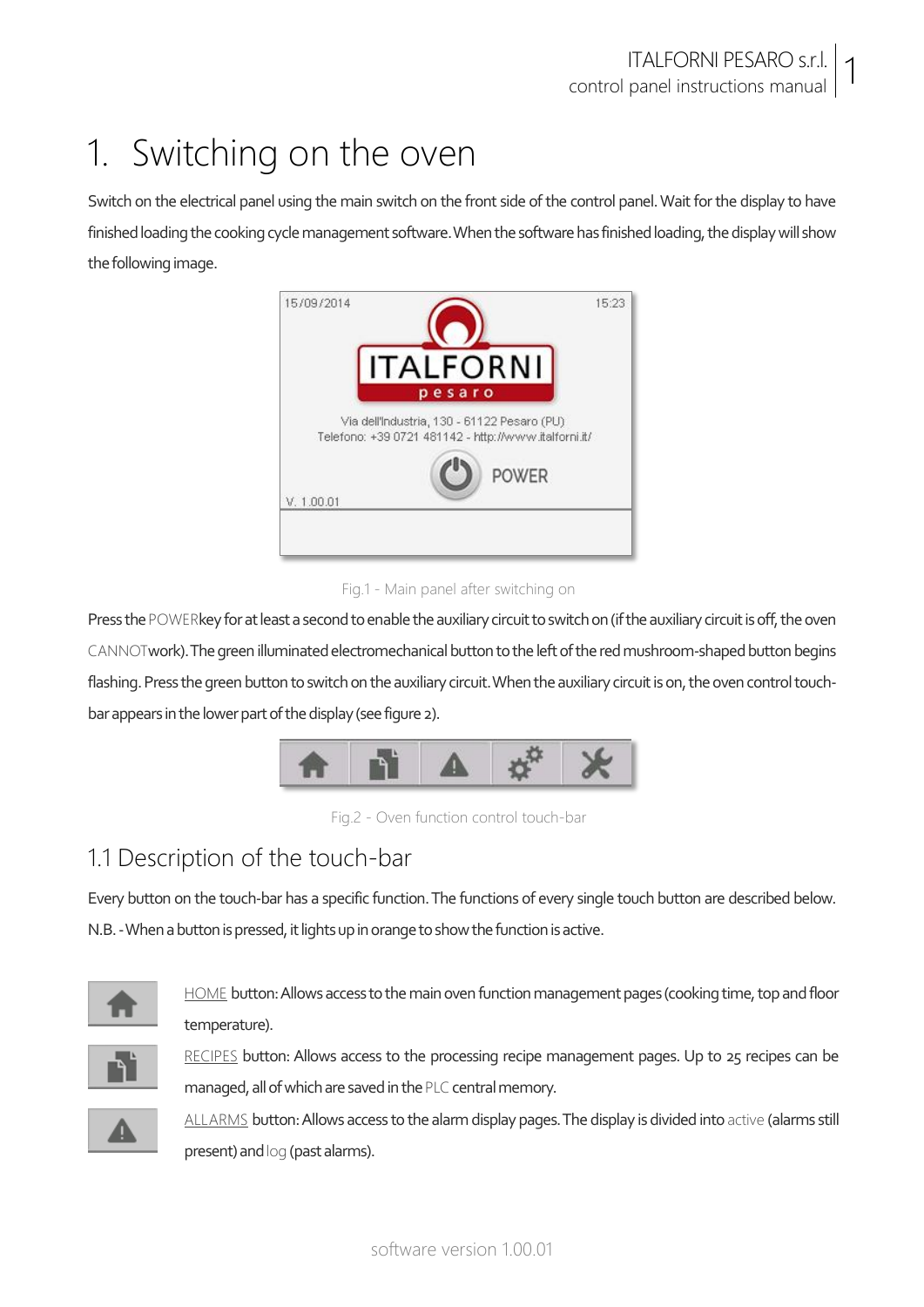# 1. Switching on the oven

Switch on the electrical panel using the main switch on the front side of the control panel. Wait for the display to have finished loading the cooking cycle management software. When the software has finished loading, the display will show the following image.

Fig.1 - Main panel after switching on

Press the POWER key for at least a second to enable the auxiliary circuit to switch on (if the auxiliary circuit is off, the oven CANNOT work). The green illuminated electromechanical button to the left of the red mushroom-shaped button begins flashing. Press the green button to switch on the auxiliary circuit. When the auxiliary circuit is on, the oven control touch-bar appears in the lower part of the display (see figure 2).

Fig.2 - Oven function control touch-bar

## 1.1 Description of the touch-bar

Every button on the touch-bar has a specific function. The functions of every single touch button are described below.

N.B. - When a button is pressed, it lights up in orange to show the function is active.

HOME button: Allows access to the main oven function management pages (cooking time, top and floor temperature).

RECIPES button: Allows access to the processing recipe management pages. Up to 25 recipes can be managed, all of which are saved in the PLC central memory.

ALLARMS button: Allows access to the alarm display pages. The display is divided into active (alarms still present) and log (past alarms).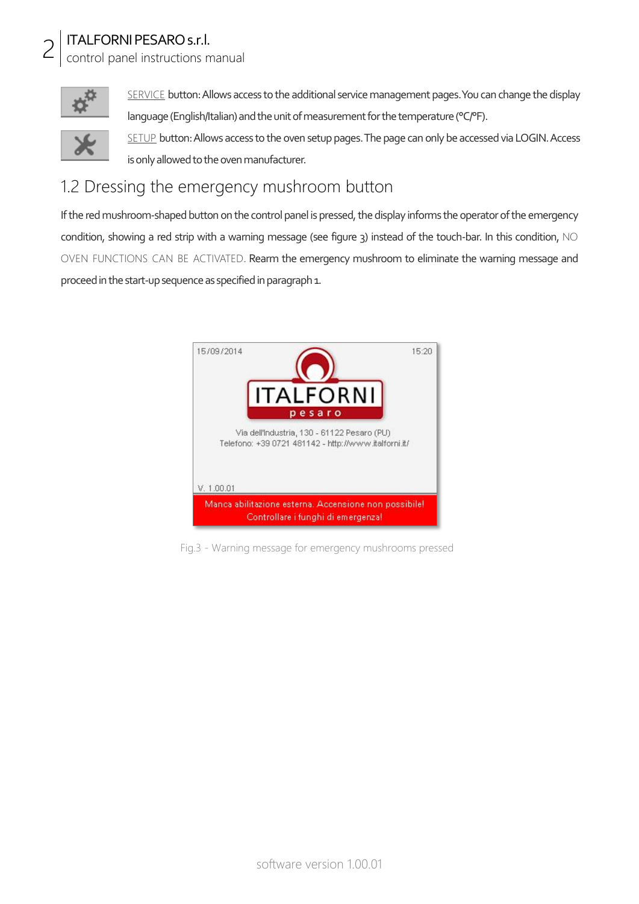SERVICE button: Allows access to the additional service management pages. You can change the display language (English/Italian) and the unit of measurement for the temperature (°C/°F).

SETUP button: Allows access to the oven setup pages. The page can only be accessed via LOGIN. Access is only allowed to the oven manufacturer.

## 1.2 Dressing the emergency mushroom button

If the red mushroom-shaped button on the control panel is pressed, the display informs the operator of the emergency condition, showing a red strip with a warning message (see figure 3) instead of the touch-bar. In this condition, NO OVEN FUNCTIONS CAN BE ACTIVATED. Rearm the emergency mushroom to eliminate the warning message and proceed in the start-up sequence as specified in paragraph 1.

Fig.3 - Warning message for emergency mushrooms pressed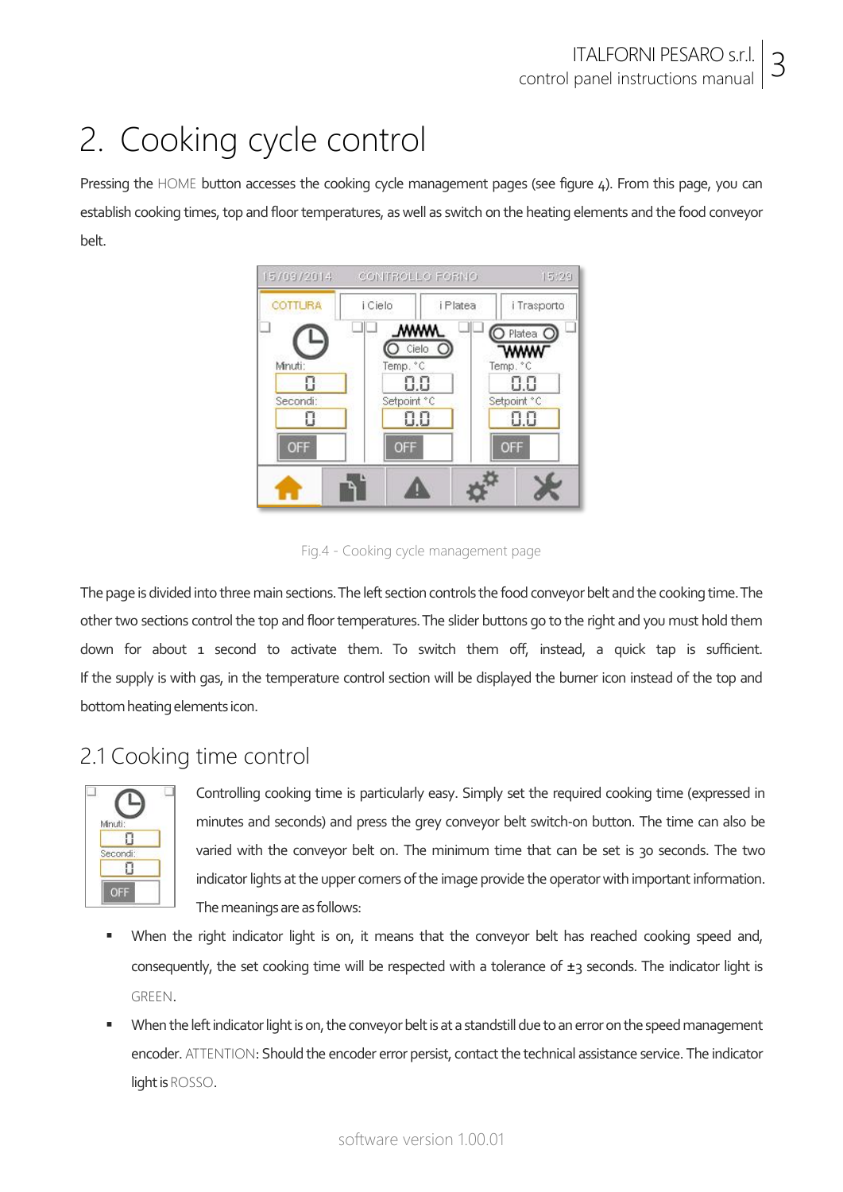# 2. Cooking cycle control

Pressing the HOME button accesses the cooking cycle management pages (see figure 4). From this page, you can establish cooking times, top and floor temperatures, as well as switch on the heating elements and the food conveyor belt.

Fig.4 - Cooking cycle management page

The page is divided into three main sections. The left section controls the food conveyor belt and the cooking time. The other two sections control the top and floor temperatures. The slider buttons go to the right and you must hold them down for about 1 second to activate them. To switch them off, instead, a quick tap is sufficient. If the supply is with gas, in the temperature control section will be displayed the burner icon instead of the top and bottom heating elements icon.

## 2.1 Cooking time control

Controlling cooking time is particularly easy. Simply set the required cooking time (expressed in minutes and seconds) and press the grey conveyor belt switch-on button. The time can also be varied with the conveyor belt on. The minimum time that can be set is 30 seconds. The two indicator lights at the upper corners of the image provide the operator with important information. The meanings are as follows:

- When the right indicator light is on, it means that the conveyor belt has reached cooking speed and, consequently, the set cooking time will be respected with a tolerance of ±3 seconds. The indicator light is GREEN.
- When the left indicator light is on, the conveyor belt is at a standstill due to an error on the speed management encoder. ATTENTION: Should the encoder error persist, contact the technical assistance service. The indicator light is ROSSO.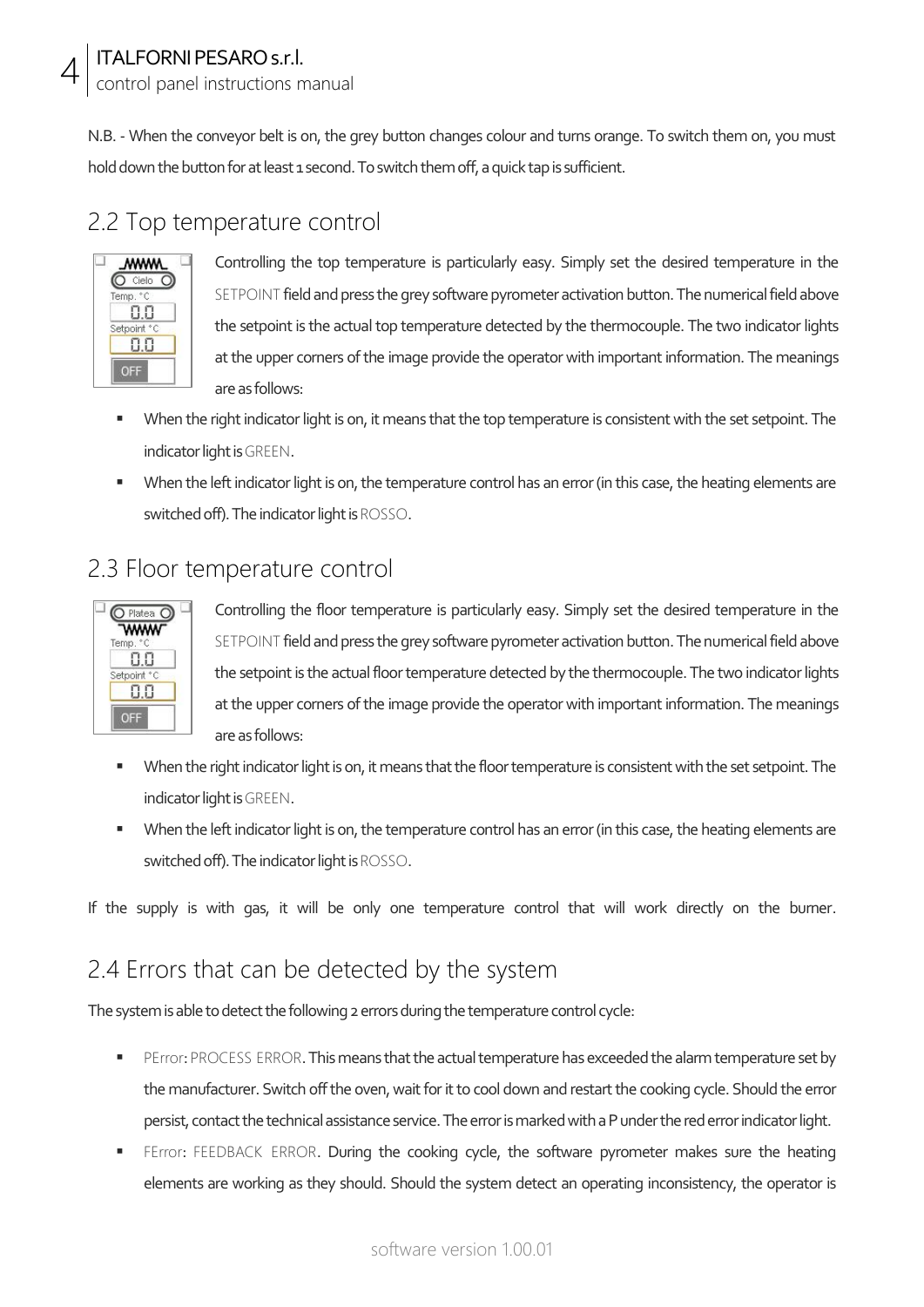N.B. - When the conveyor belt is on, the grey button changes colour and turns orange. To switch them on, you must hold down the button for at least 1 second. To switch them off, a quick tap is sufficient.

## 2.2 Top temperature control

Controlling the top temperature is particularly easy. Simply set the desired temperature in the SETPOINT field and press the grey software pyrometer activation button. The numerical field above the setpoint is the actual top temperature detected by the thermocouple. The two indicator lights at the upper corners of the image provide the operator with important information. The meanings are as follows:

- When the right indicator light is on, it means that the top temperature is consistent with the set setpoint. The indicator light is GREEN.
- When the left indicator light is on, the temperature control has an error (in this case, the heating elements are switched off). The indicator light is ROSSO.

## 2.3 Floor temperature control

Controlling the floor temperature is particularly easy. Simply set the desired temperature in the SETPOINT field and press the grey software pyrometer activation button. The numerical field above the setpoint is the actual floor temperature detected by the thermocouple. The two indicator lights at the upper corners of the image provide the operator with important information. The meanings are as follows:

- When the right indicator light is on, it means that the floor temperature is consistent with the set setpoint. The indicator light is GREEN.
- When the left indicator light is on, the temperature control has an error (in this case, the heating elements are switched off). The indicator light is ROSSO.

If the supply is with gas, it will be only one temperature control that will work directly on the burner.

## 2.4 Errors that can be detected by the system

The system is able to detect the following 2 errors during the temperature control cycle:

- PError: PROCESS ERROR. This means that the actual temperature has exceeded the alarm temperature set by the manufacturer. Switch off the oven, wait for it to cool down and restart the cooking cycle. Should the error persist, contact the technical assistance service. The error is marked with a P under the red error indicator light.
- FError: FEEDBACK ERROR. During the cooking cycle, the software pyrometer makes sure the heating elements are working as they should. Should the system detect an operating inconsistency, the operator is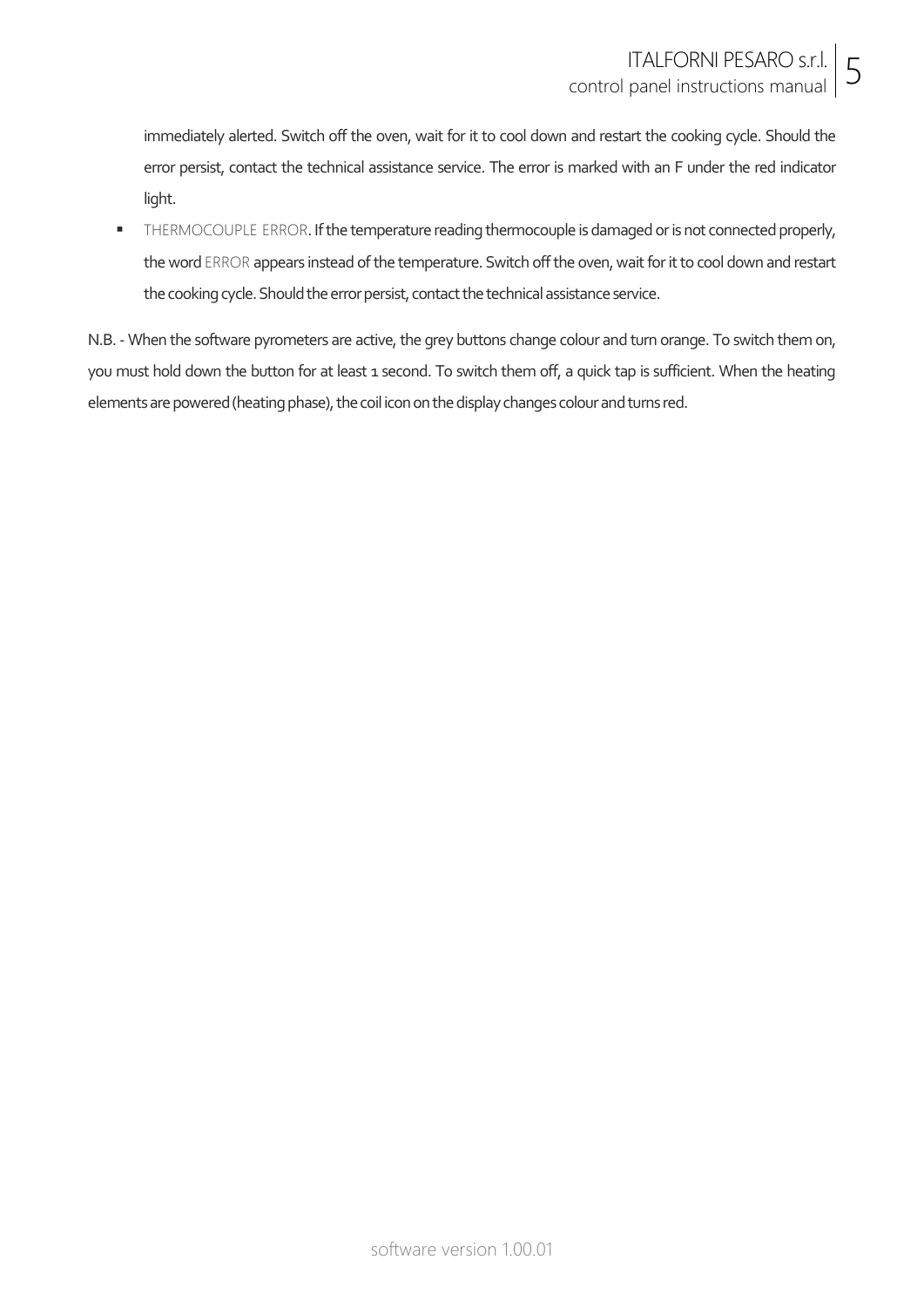immediately alerted. Switch off the oven, wait for it to cool down and restart the cooking cycle. Should the error persist, contact the technical assistance service. The error is marked with an F under the red indicator light.

- THERMOCOUPLE ERROR. If the temperature reading thermocouple is damaged or is not connected properly, the word ERROR appears instead of the temperature. Switch off the oven, wait for it to cool down and restart the cooking cycle. Should the error persist, contact the technical assistance service.

N.B. - When the software pyrometers are active, the grey buttons change colour and turn orange. To switch them on, you must hold down the button for at least 1 second. To switch them off, a quick tap is sufficient. When the heating elements are powered (heating phase), the coil icon on the display changes colour and turns red.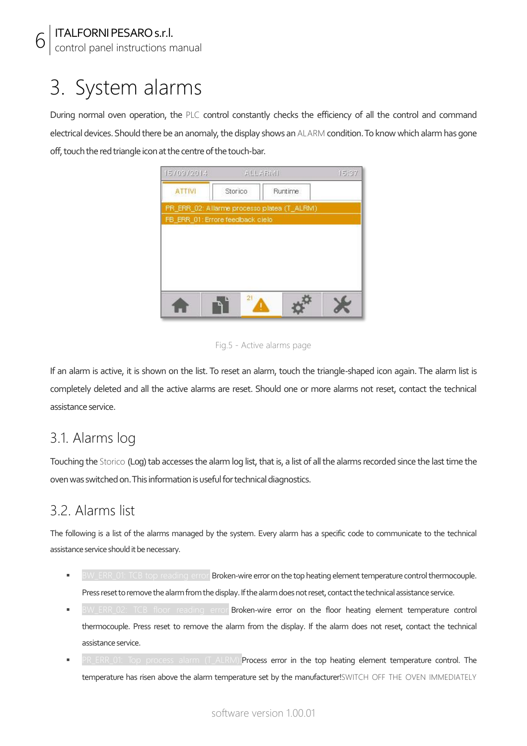# 3. System alarms

During normal oven operation, the PLC control constantly checks the efficiency of all the control and command electrical devices. Should there be an anomaly, the display shows an ALARM condition. To know which alarm has gone off, touch the red triangle icon at the centre of the touch-bar.

Fig.5 - Active alarms page

If an alarm is active, it is shown on the list. To reset an alarm, touch the triangle-shaped icon again. The alarm list is completely deleted and all the active alarms are reset. Should one or more alarms not reset, contact the technical assistance service.

## 3.1. Alarms log

Touching the Storico (Log) tab accesses the alarm log list, that is, a list of all the alarms recorded since the last time the oven was switched on. This information is useful for technical diagnostics.

## 3.2. Alarms list

The following is a list of the alarms managed by the system. Every alarm has a specific code to communicate to the technical assistance service should it be necessary.

- BW_ERR_01: TCB top reading error Broken-wire error on the top heating element temperature control thermocouple. Press reset to remove the alarm from the display. If the alarm does not reset, contact the technical assistance service.
- BW_ERR_02: TCB floor reading error Broken-wire error on the floor heating element temperature control thermocouple. Press reset to remove the alarm from the display. If the alarm does not reset, contact the technical assistance service.
- PR_ERR_01: Top process alarm (T_ALRM) Process error in the top heating element temperature control. The temperature has risen above the alarm temperature set by the manufacturer! SWITCH OFF THE OVEN IMMEDIATELY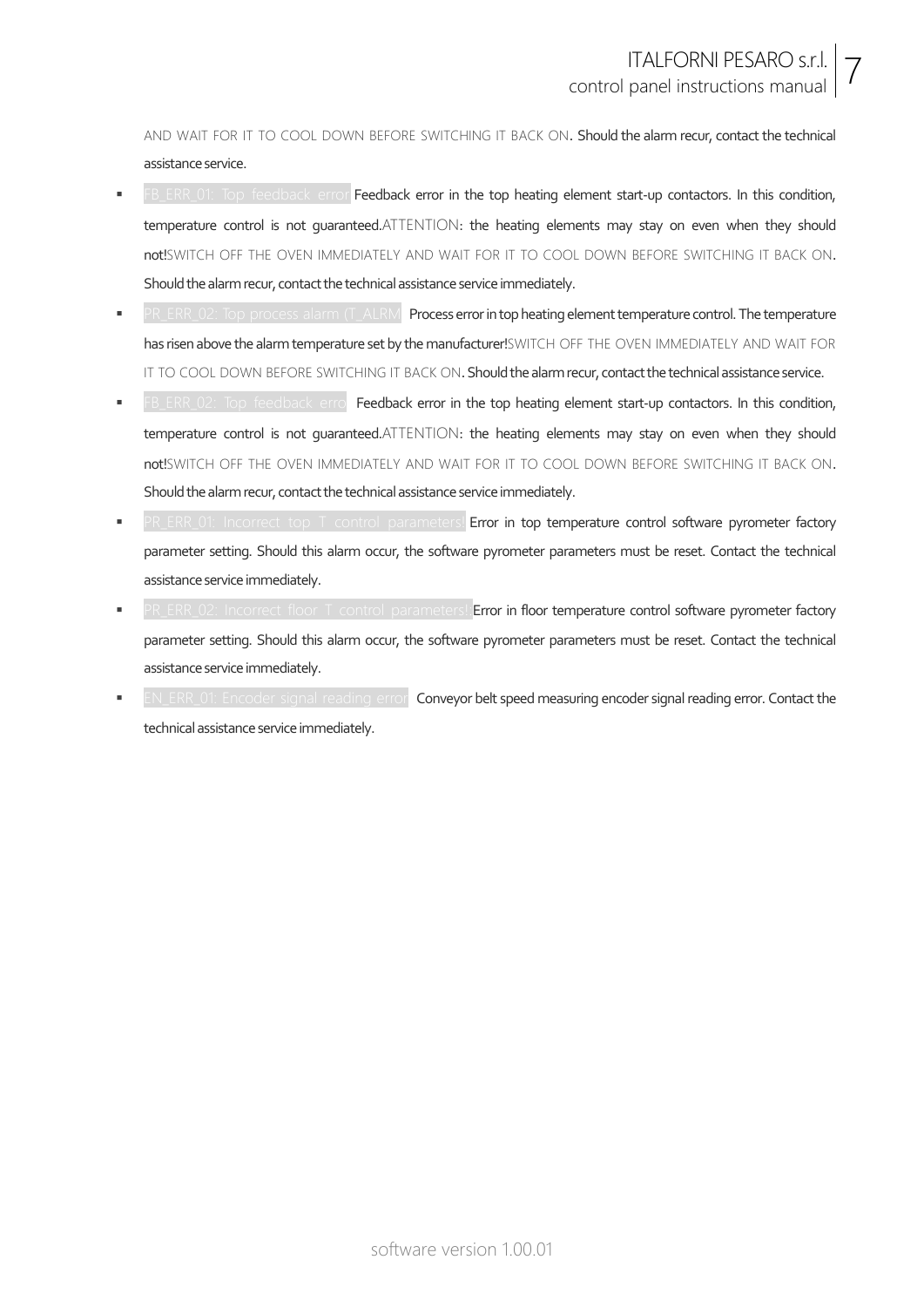AND WAIT FOR IT TO COOL DOWN BEFORE SWITCHING IT BACK ON. Should the alarm recur, contact the technical assistance service.

- FB_ERR_01: Top feedback error Feedback error in the top heating element start-up contactors. In this condition, temperature control is not guaranteed.ATTENTION: the heating elements may stay on even when they should not!SWITCH OFF THE OVEN IMMEDIATELY AND WAIT FOR IT TO COOL DOWN BEFORE SWITCHING IT BACK ON. Should the alarm recur, contact the technical assistance service immediately.
- PR_ERR_02: Top process alarm (T_ALRM) Process error in top heating element temperature control. The temperature has risen above the alarm temperature set by the manufacturer!SWITCH OFF THE OVEN IMMEDIATELY AND WAIT FOR IT TO COOL DOWN BEFORE SWITCHING IT BACK ON. Should the alarm recur, contact the technical assistance service.
- FB_ERR_02: Top feedback erro Feedback error in the top heating element start-up contactors. In this condition, temperature control is not guaranteed.ATTENTION: the heating elements may stay on even when they should not!SWITCH OFF THE OVEN IMMEDIATELY AND WAIT FOR IT TO COOL DOWN BEFORE SWITCHING IT BACK ON. Should the alarm recur, contact the technical assistance service immediately.
- PR_ERR_01: Incorrect top T control parameters! Error in top temperature control software pyrometer factory parameter setting. Should this alarm occur, the software pyrometer parameters must be reset. Contact the technical assistance service immediately.
- PR_ERR_02: Incorrect floor T control parameters! Error in floor temperature control software pyrometer factory parameter setting. Should this alarm occur, the software pyrometer parameters must be reset. Contact the technical assistance service immediately.
- EN_ERR_01: Encoder signal reading error Conveyor belt speed measuring encoder signal reading error. Contact the technical assistance service immediately.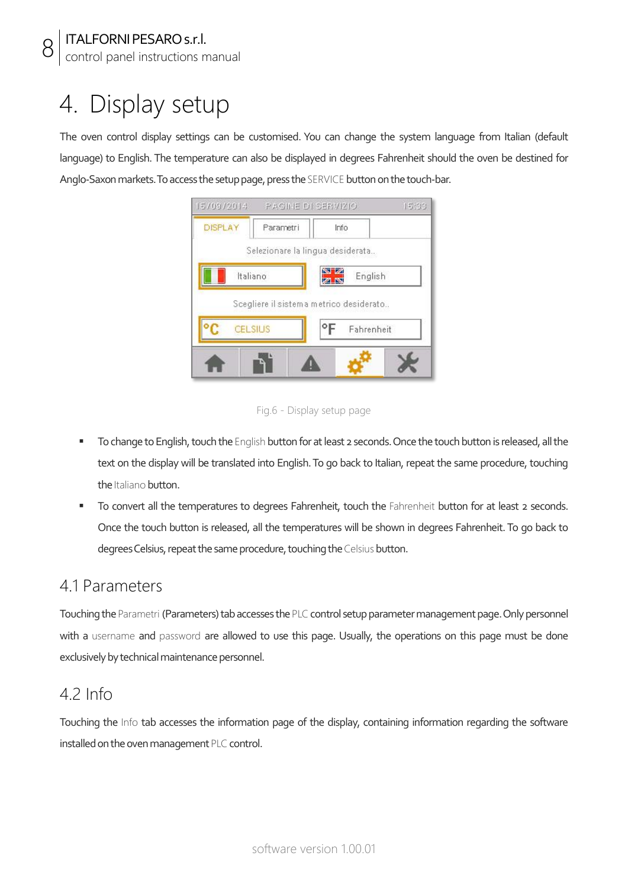# 4. Display setup

The oven control display settings can be customised. You can change the system language from Italian (default language) to English. The temperature can also be displayed in degrees Fahrenheit should the oven be destined for Anglo-Saxon markets. To access the setup page, press the SERVICE button on the touch-bar.

Fig.6 - Display setup page

- To change to English, touch the English button for at least 2 seconds. Once the touch button is released, all the text on the display will be translated into English. To go back to Italian, repeat the same procedure, touching the Italiano button.
- To convert all the temperatures to degrees Fahrenheit, touch the Fahrenheit button for at least 2 seconds. Once the touch button is released, all the temperatures will be shown in degrees Fahrenheit. To go back to degrees Celsius, repeat the same procedure, touching the Celsius button.

## 4.1 Parameters

Touching the Parametri (Parameters) tab accesses the PLC control setup parameter management page. Only personnel with a username and password are allowed to use this page. Usually, the operations on this page must be done exclusively by technical maintenance personnel.

## 4.2 Info

Touching the Info tab accesses the information page of the display, containing information regarding the software installed on the oven management PLC control.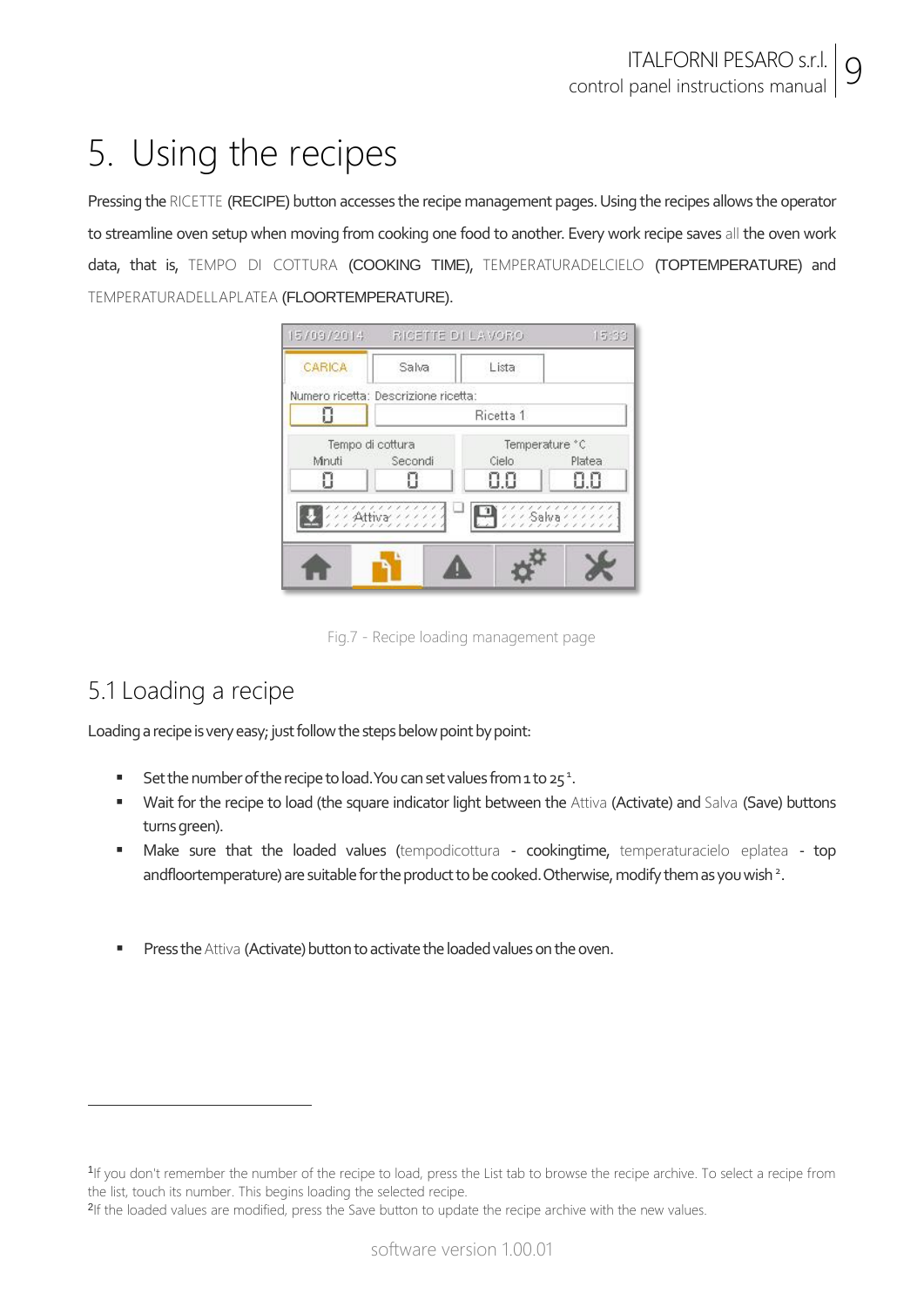# 5. Using the recipes

Pressing the RICETTE (RECIPE) button accesses the recipe management pages. Using the recipes allows the operator to streamline oven setup when moving from cooking one food to another. Every work recipe saves all the oven work data, that is, TEMPO DI COTTURA (COOKING TIME), TEMPERATURADELCIELO (TOPTEMPERATURE) and TEMPERATURADELLAPLATEA (FLOORTEMPERATURE).

Fig.7 - Recipe loading management page

## 5.1 Loading a recipe

Loading a recipe is very easy; just follow the steps below point by point:

- Set the number of the recipe to load. You can set values from 1 to 25[1].
- Wait for the recipe to load (the square indicator light between the Attiva (Activate) and Salva (Save) buttons turns green).
- Make sure that the loaded values (tempodicottura - cookingtime, temperaturacielo eplatea - top andfloortemperature) are suitable for the product to be cooked. Otherwise, modify them as you wish[2].
- Press the Attiva (Activate) button to activate the loaded values on the oven.

---

[1] If you don't remember the number of the recipe to load, press the List tab to browse the recipe archive. To select a recipe from the list, touch its number. This begins loading the selected recipe.

[2] If the loaded values are modified, press the Save button to update the recipe archive with the new values.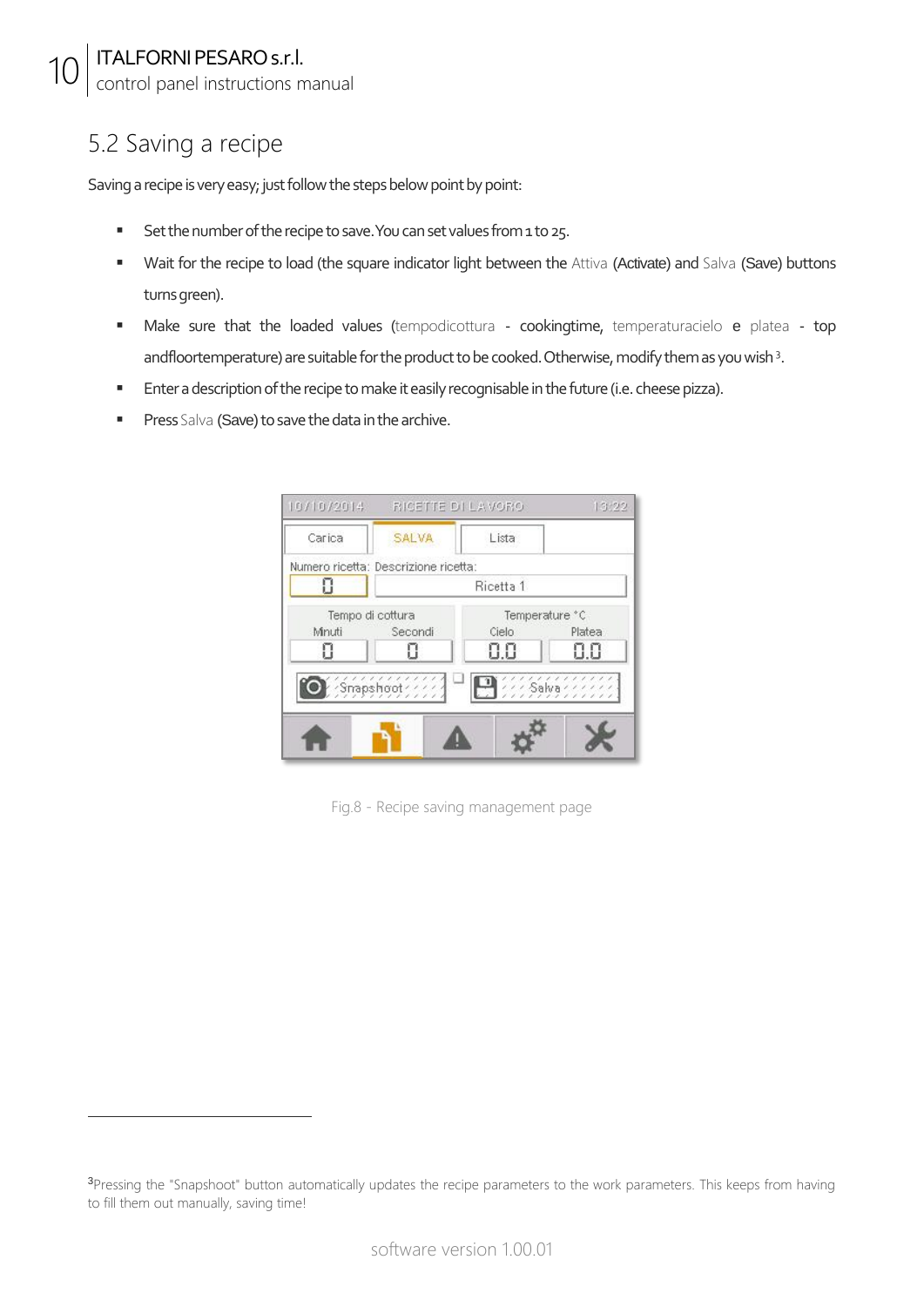## 5.2 Saving a recipe

Saving a recipe is very easy; just follow the steps below point by point:

- Set the number of the recipe to save. You can set values from 1 to 25.
- Wait for the recipe to load (the square indicator light between the Attiva (Activate) and Salva (Save) buttons turns green).
- Make sure that the loaded values (tempodicottura - cookingtime, temperaturacielo e platea - top andfloortemperature) are suitable for the product to be cooked. Otherwise, modify them as you wish [3].
- Enter a description of the recipe to make it easily recognisable in the future (i.e. cheese pizza).
- Press Salva (Save) to save the data in the archive.

Fig.8 - Recipe saving management page

[3] Pressing the "Snapshoot" button automatically updates the recipe parameters to the work parameters. This keeps from having to fill them out manually, saving time!